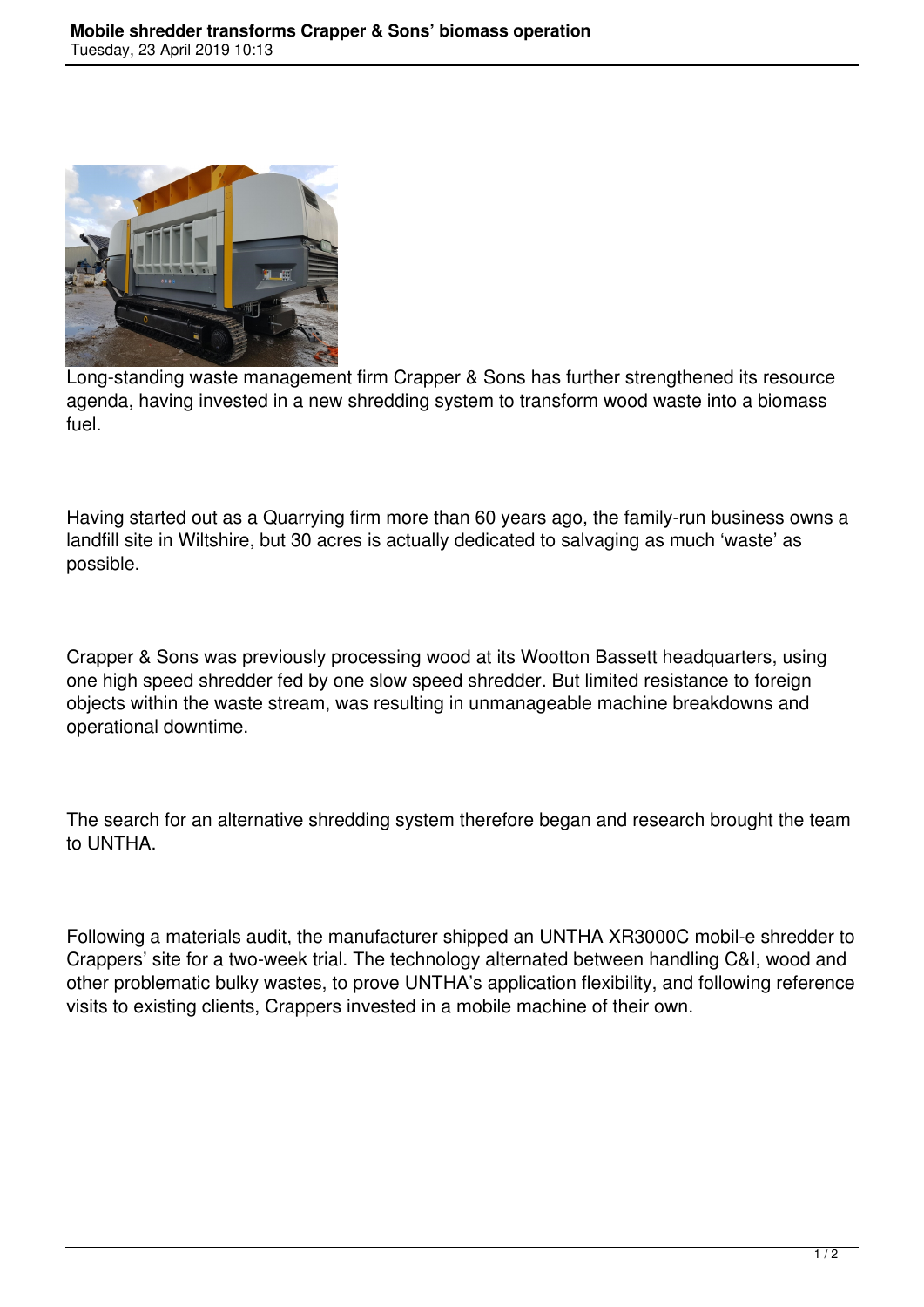# Mobile shredder transforms Crapper & Sons' biomass operation

Tuesday, 23 April 2019 10:13

Long-standing waste management firm Crapper & Sons has further strengthened its resource agenda, having invested in a new shredding system to transform wood waste into a biomass fuel.

Having started out as a Quarrying firm more than 60 years ago, the family-run business owns a landfill site in Wiltshire, but 30 acres is actually dedicated to salvaging as much 'waste' as possible.

Crapper & Sons was previously processing wood at its Wootton Bassett headquarters, using one high speed shredder fed by one slow speed shredder. But limited resistance to foreign objects within the waste stream, was resulting in unmanageable machine breakdowns and operational downtime.

The search for an alternative shredding system therefore began and research brought the team to UNTHA.

Following a materials audit, the manufacturer shipped an UNTHA XR3000C mobil-e shredder to Crappers' site for a two-week trial. The technology alternated between handling C&I, wood and other problematic bulky wastes, to prove UNTHA's application flexibility, and following reference visits to existing clients, Crappers invested in a mobile machine of their own.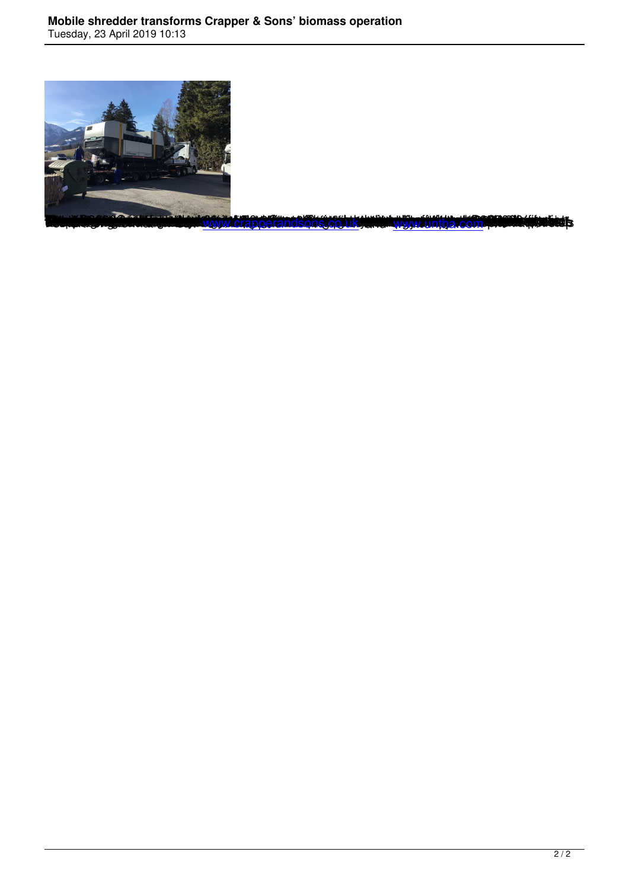www.crapperandsons.co.uk www.untha.com